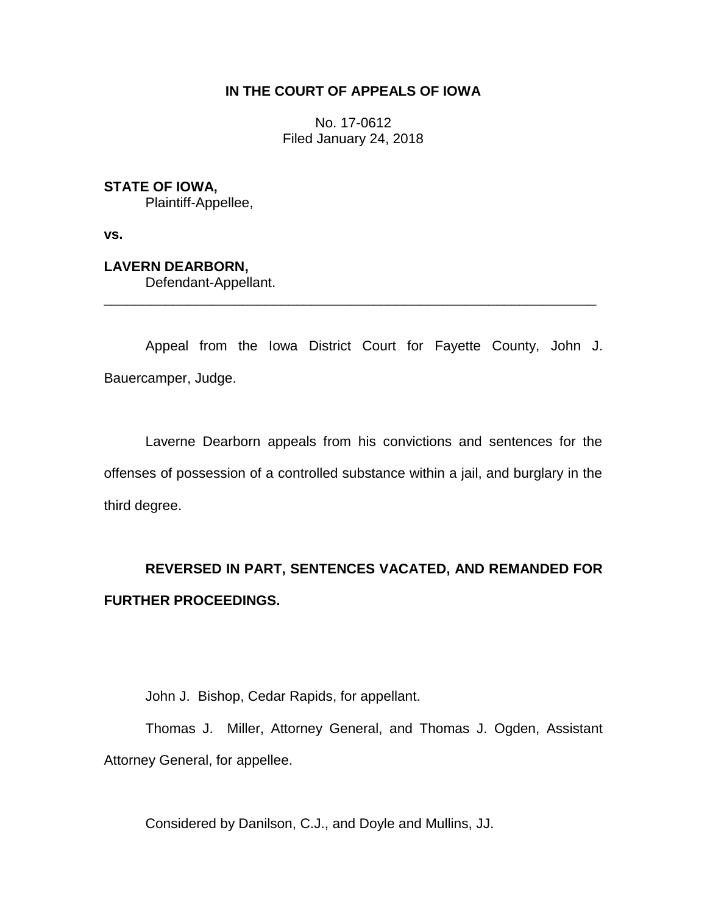**IN THE COURT OF APPEALS OF IOWA**

No. 17-0612
Filed January 24, 2018

**STATE OF IOWA,**
Plaintiff-Appellee,

**vs.**

**LAVERN DEARBORN,**
Defendant-Appellant.

---

Appeal from the Iowa District Court for Fayette County, John J. Bauercamper, Judge.

Laverne Dearborn appeals from his convictions and sentences for the offenses of possession of a controlled substance within a jail, and burglary in the third degree.

**REVERSED IN PART, SENTENCES VACATED, AND REMANDED FOR FURTHER PROCEEDINGS.**

John J. Bishop, Cedar Rapids, for appellant.

Thomas J. Miller, Attorney General, and Thomas J. Ogden, Assistant Attorney General, for appellee.

Considered by Danilson, C.J., and Doyle and Mullins, JJ.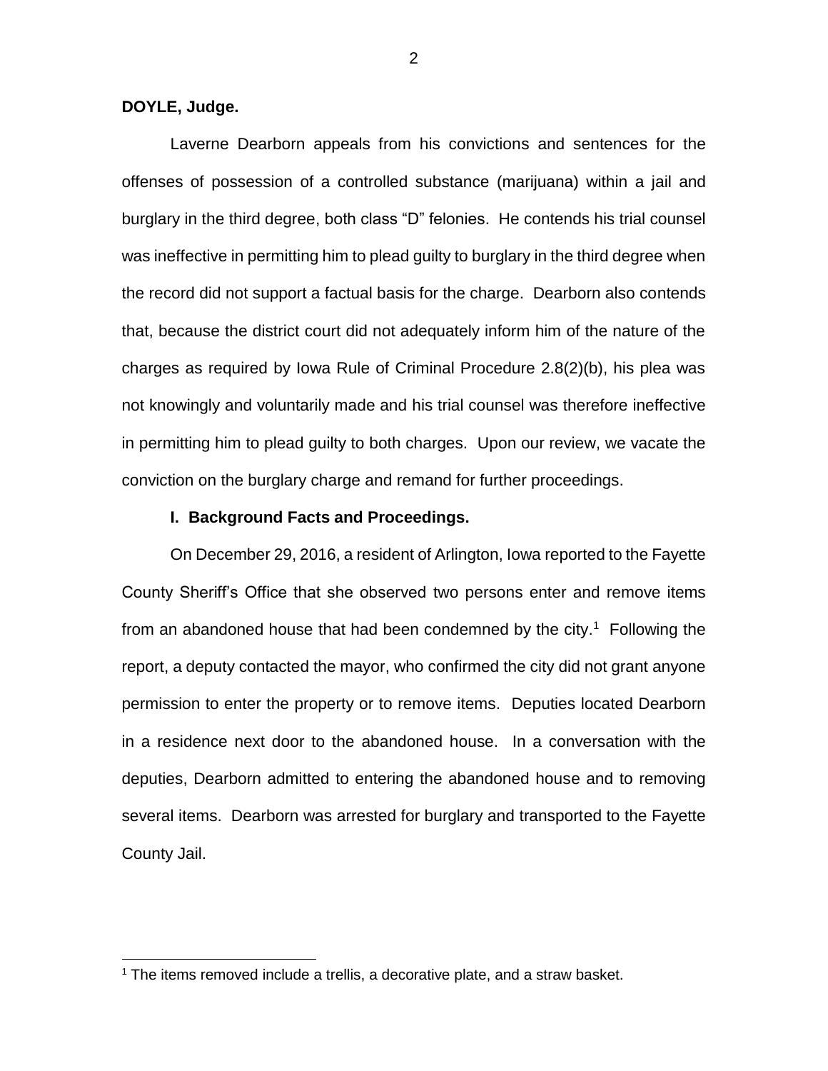**DOYLE, Judge.**

Laverne Dearborn appeals from his convictions and sentences for the offenses of possession of a controlled substance (marijuana) within a jail and burglary in the third degree, both class "D" felonies. He contends his trial counsel was ineffective in permitting him to plead guilty to burglary in the third degree when the record did not support a factual basis for the charge. Dearborn also contends that, because the district court did not adequately inform him of the nature of the charges as required by Iowa Rule of Criminal Procedure 2.8(2)(b), his plea was not knowingly and voluntarily made and his trial counsel was therefore ineffective in permitting him to plead guilty to both charges. Upon our review, we vacate the conviction on the burglary charge and remand for further proceedings.

**I. Background Facts and Proceedings.**

On December 29, 2016, a resident of Arlington, Iowa reported to the Fayette County Sheriff's Office that she observed two persons enter and remove items from an abandoned house that had been condemned by the city.[1] Following the report, a deputy contacted the mayor, who confirmed the city did not grant anyone permission to enter the property or to remove items. Deputies located Dearborn in a residence next door to the abandoned house. In a conversation with the deputies, Dearborn admitted to entering the abandoned house and to removing several items. Dearborn was arrested for burglary and transported to the Fayette County Jail.

[1] The items removed include a trellis, a decorative plate, and a straw basket.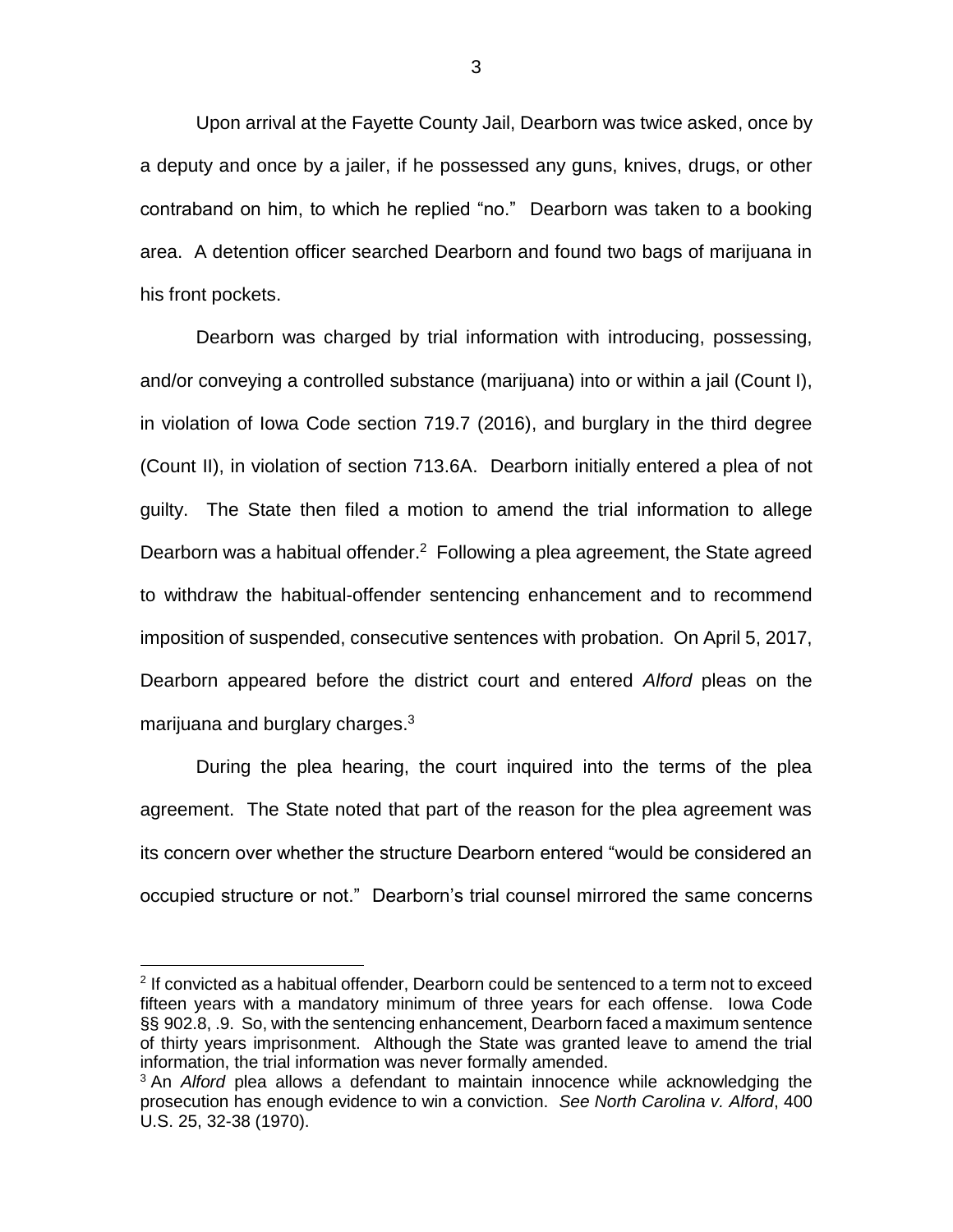Upon arrival at the Fayette County Jail, Dearborn was twice asked, once by a deputy and once by a jailer, if he possessed any guns, knives, drugs, or other contraband on him, to which he replied "no." Dearborn was taken to a booking area. A detention officer searched Dearborn and found two bags of marijuana in his front pockets.

Dearborn was charged by trial information with introducing, possessing, and/or conveying a controlled substance (marijuana) into or within a jail (Count I), in violation of Iowa Code section 719.7 (2016), and burglary in the third degree (Count II), in violation of section 713.6A. Dearborn initially entered a plea of not guilty. The State then filed a motion to amend the trial information to allege Dearborn was a habitual offender.[2] Following a plea agreement, the State agreed to withdraw the habitual-offender sentencing enhancement and to recommend imposition of suspended, consecutive sentences with probation. On April 5, 2017, Dearborn appeared before the district court and entered *Alford* pleas on the marijuana and burglary charges.[3]

During the plea hearing, the court inquired into the terms of the plea agreement. The State noted that part of the reason for the plea agreement was its concern over whether the structure Dearborn entered "would be considered an occupied structure or not." Dearborn's trial counsel mirrored the same concerns

---

[2] If convicted as a habitual offender, Dearborn could be sentenced to a term not to exceed fifteen years with a mandatory minimum of three years for each offense. Iowa Code §§ 902.8, .9. So, with the sentencing enhancement, Dearborn faced a maximum sentence of thirty years imprisonment. Although the State was granted leave to amend the trial information, the trial information was never formally amended.

[3] An *Alford* plea allows a defendant to maintain innocence while acknowledging the prosecution has enough evidence to win a conviction. *See North Carolina v. Alford*, 400 U.S. 25, 32-38 (1970).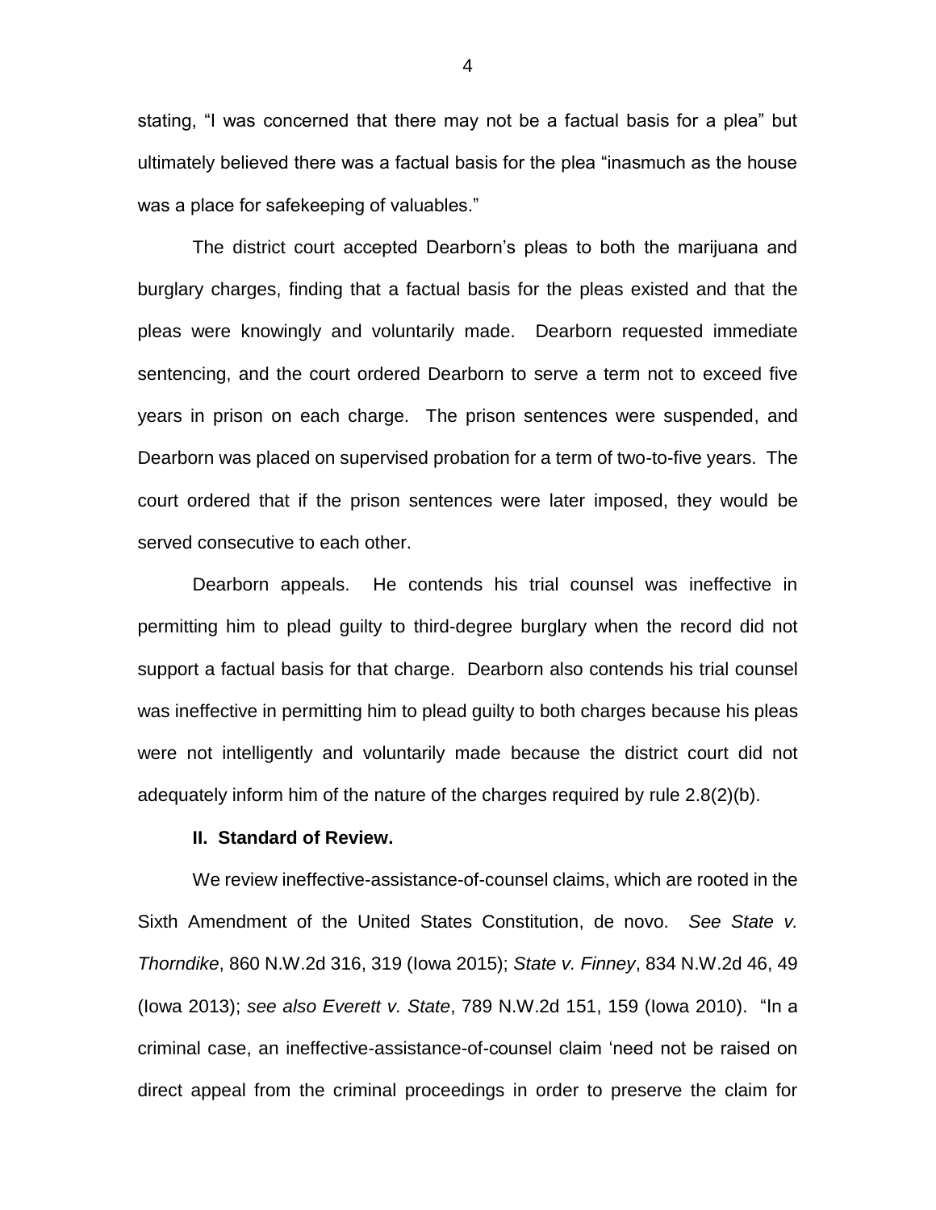stating, "I was concerned that there may not be a factual basis for a plea" but ultimately believed there was a factual basis for the plea "inasmuch as the house was a place for safekeeping of valuables."

The district court accepted Dearborn's pleas to both the marijuana and burglary charges, finding that a factual basis for the pleas existed and that the pleas were knowingly and voluntarily made. Dearborn requested immediate sentencing, and the court ordered Dearborn to serve a term not to exceed five years in prison on each charge. The prison sentences were suspended, and Dearborn was placed on supervised probation for a term of two-to-five years. The court ordered that if the prison sentences were later imposed, they would be served consecutive to each other.

Dearborn appeals. He contends his trial counsel was ineffective in permitting him to plead guilty to third-degree burglary when the record did not support a factual basis for that charge. Dearborn also contends his trial counsel was ineffective in permitting him to plead guilty to both charges because his pleas were not intelligently and voluntarily made because the district court did not adequately inform him of the nature of the charges required by rule 2.8(2)(b).

### II. Standard of Review.

We review ineffective-assistance-of-counsel claims, which are rooted in the Sixth Amendment of the United States Constitution, de novo. *See State v. Thorndike*, 860 N.W.2d 316, 319 (Iowa 2015); *State v. Finney*, 834 N.W.2d 46, 49 (Iowa 2013); *see also Everett v. State*, 789 N.W.2d 151, 159 (Iowa 2010). "In a criminal case, an ineffective-assistance-of-counsel claim 'need not be raised on direct appeal from the criminal proceedings in order to preserve the claim for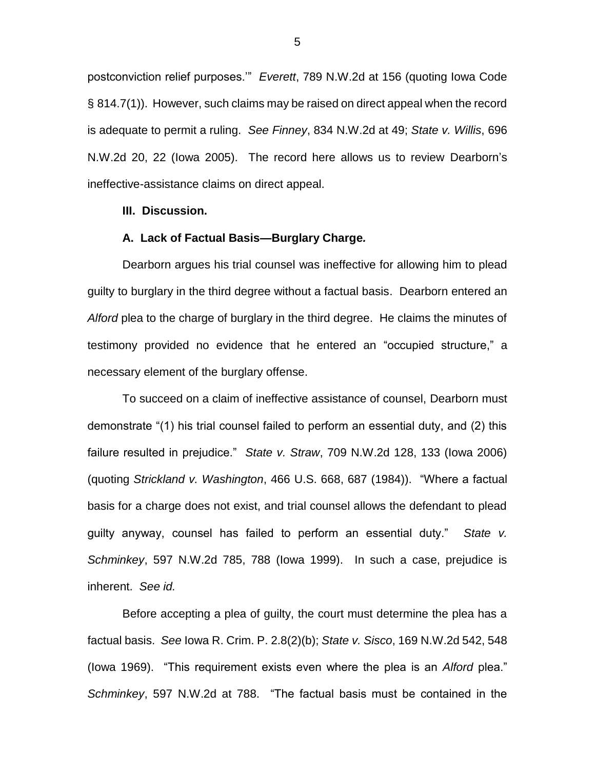postconviction relief purposes.'" *Everett*, 789 N.W.2d at 156 (quoting Iowa Code § 814.7(1)). However, such claims may be raised on direct appeal when the record is adequate to permit a ruling. *See Finney*, 834 N.W.2d at 49; *State v. Willis*, 696 N.W.2d 20, 22 (Iowa 2005). The record here allows us to review Dearborn's ineffective-assistance claims on direct appeal.

**III. Discussion.**

**A. Lack of Factual Basis—Burglary Charge.**

Dearborn argues his trial counsel was ineffective for allowing him to plead guilty to burglary in the third degree without a factual basis. Dearborn entered an *Alford* plea to the charge of burglary in the third degree. He claims the minutes of testimony provided no evidence that he entered an "occupied structure," a necessary element of the burglary offense.

To succeed on a claim of ineffective assistance of counsel, Dearborn must demonstrate "(1) his trial counsel failed to perform an essential duty, and (2) this failure resulted in prejudice." *State v. Straw*, 709 N.W.2d 128, 133 (Iowa 2006) (quoting *Strickland v. Washington*, 466 U.S. 668, 687 (1984)). "Where a factual basis for a charge does not exist, and trial counsel allows the defendant to plead guilty anyway, counsel has failed to perform an essential duty." *State v. Schminkey*, 597 N.W.2d 785, 788 (Iowa 1999). In such a case, prejudice is inherent. *See id.*

Before accepting a plea of guilty, the court must determine the plea has a factual basis. *See* Iowa R. Crim. P. 2.8(2)(b); *State v. Sisco*, 169 N.W.2d 542, 548 (Iowa 1969). "This requirement exists even where the plea is an *Alford* plea." *Schminkey*, 597 N.W.2d at 788. "The factual basis must be contained in the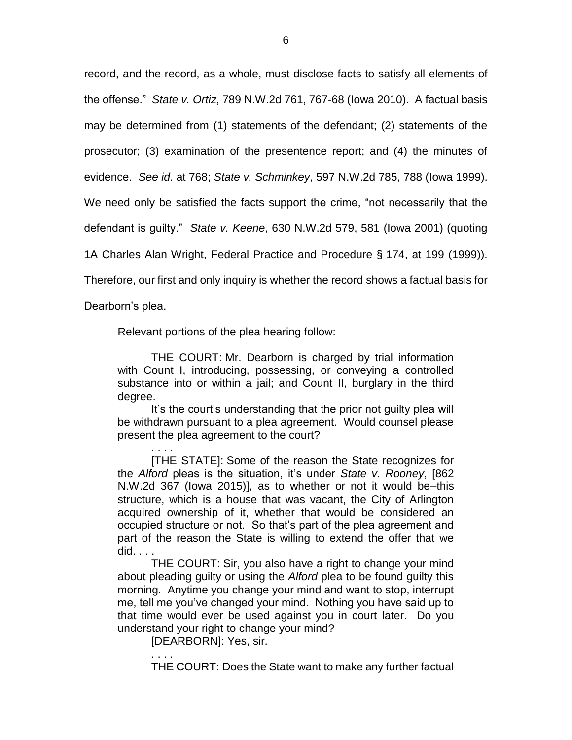record, and the record, as a whole, must disclose facts to satisfy all elements of the offense." *State v. Ortiz*, 789 N.W.2d 761, 767-68 (Iowa 2010). A factual basis may be determined from (1) statements of the defendant; (2) statements of the prosecutor; (3) examination of the presentence report; and (4) the minutes of evidence. *See id.* at 768; *State v. Schminkey*, 597 N.W.2d 785, 788 (Iowa 1999). We need only be satisfied the facts support the crime, "not necessarily that the defendant is guilty." *State v. Keene*, 630 N.W.2d 579, 581 (Iowa 2001) (quoting 1A Charles Alan Wright, Federal Practice and Procedure § 174, at 199 (1999)). Therefore, our first and only inquiry is whether the record shows a factual basis for Dearborn's plea.

Relevant portions of the plea hearing follow:

> THE COURT: Mr. Dearborn is charged by trial information with Count I, introducing, possessing, or conveying a controlled substance into or within a jail; and Count II, burglary in the third degree.
>
> It's the court's understanding that the prior not guilty plea will be withdrawn pursuant to a plea agreement. Would counsel please present the plea agreement to the court?
>
> . . . .
>
> [THE STATE]: Some of the reason the State recognizes for the *Alford* pleas is the situation, it's under *State v. Rooney*, [862 N.W.2d 367 (Iowa 2015)], as to whether or not it would be–this structure, which is a house that was vacant, the City of Arlington acquired ownership of it, whether that would be considered an occupied structure or not. So that's part of the plea agreement and part of the reason the State is willing to extend the offer that we did. . . .
>
> THE COURT: Sir, you also have a right to change your mind about pleading guilty or using the *Alford* plea to be found guilty this morning. Anytime you change your mind and want to stop, interrupt me, tell me you've changed your mind. Nothing you have said up to that time would ever be used against you in court later. Do you understand your right to change your mind?
>
> [DEARBORN]: Yes, sir.
>
> . . . .
>
> THE COURT: Does the State want to make any further factual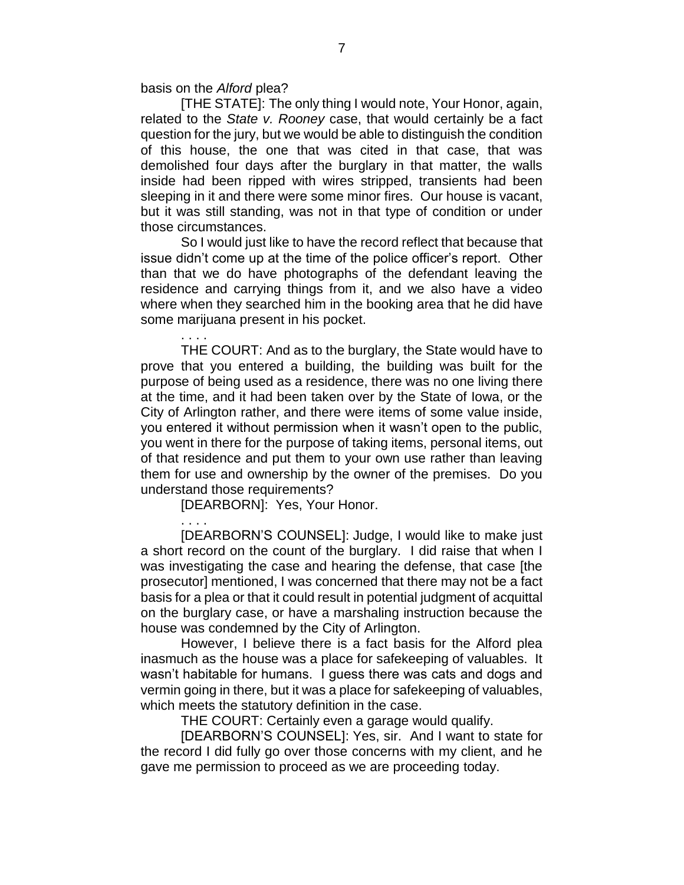basis on the *Alford* plea?

[THE STATE]: The only thing I would note, Your Honor, again, related to the *State v. Rooney* case, that would certainly be a fact question for the jury, but we would be able to distinguish the condition of this house, the one that was cited in that case, that was demolished four days after the burglary in that matter, the walls inside had been ripped with wires stripped, transients had been sleeping in it and there were some minor fires. Our house is vacant, but it was still standing, was not in that type of condition or under those circumstances.

So I would just like to have the record reflect that because that issue didn't come up at the time of the police officer's report. Other than that we do have photographs of the defendant leaving the residence and carrying things from it, and we also have a video where when they searched him in the booking area that he did have some marijuana present in his pocket.

. . . .

THE COURT: And as to the burglary, the State would have to prove that you entered a building, the building was built for the purpose of being used as a residence, there was no one living there at the time, and it had been taken over by the State of Iowa, or the City of Arlington rather, and there were items of some value inside, you entered it without permission when it wasn't open to the public, you went in there for the purpose of taking items, personal items, out of that residence and put them to your own use rather than leaving them for use and ownership by the owner of the premises. Do you understand those requirements?

[DEARBORN]: Yes, Your Honor.

. . . .

[DEARBORN'S COUNSEL]: Judge, I would like to make just a short record on the count of the burglary. I did raise that when I was investigating the case and hearing the defense, that case [the prosecutor] mentioned, I was concerned that there may not be a fact basis for a plea or that it could result in potential judgment of acquittal on the burglary case, or have a marshaling instruction because the house was condemned by the City of Arlington.

However, I believe there is a fact basis for the Alford plea inasmuch as the house was a place for safekeeping of valuables. It wasn't habitable for humans. I guess there was cats and dogs and vermin going in there, but it was a place for safekeeping of valuables, which meets the statutory definition in the case.

THE COURT: Certainly even a garage would qualify.

[DEARBORN'S COUNSEL]: Yes, sir. And I want to state for the record I did fully go over those concerns with my client, and he gave me permission to proceed as we are proceeding today.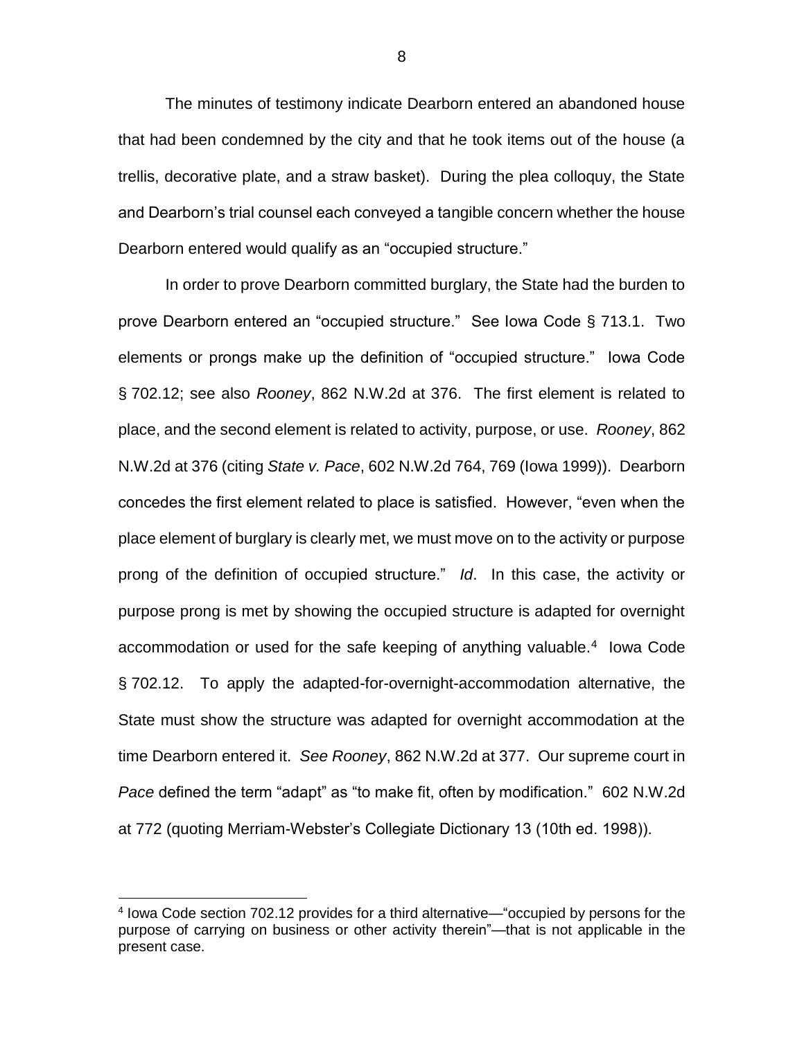The minutes of testimony indicate Dearborn entered an abandoned house that had been condemned by the city and that he took items out of the house (a trellis, decorative plate, and a straw basket). During the plea colloquy, the State and Dearborn's trial counsel each conveyed a tangible concern whether the house Dearborn entered would qualify as an "occupied structure."

In order to prove Dearborn committed burglary, the State had the burden to prove Dearborn entered an "occupied structure." See Iowa Code § 713.1. Two elements or prongs make up the definition of "occupied structure." Iowa Code § 702.12; see also *Rooney*, 862 N.W.2d at 376. The first element is related to place, and the second element is related to activity, purpose, or use. *Rooney*, 862 N.W.2d at 376 (citing *State v. Pace*, 602 N.W.2d 764, 769 (Iowa 1999)). Dearborn concedes the first element related to place is satisfied. However, "even when the place element of burglary is clearly met, we must move on to the activity or purpose prong of the definition of occupied structure." *Id*. In this case, the activity or purpose prong is met by showing the occupied structure is adapted for overnight accommodation or used for the safe keeping of anything valuable.[4] Iowa Code § 702.12. To apply the adapted-for-overnight-accommodation alternative, the State must show the structure was adapted for overnight accommodation at the time Dearborn entered it. *See Rooney*, 862 N.W.2d at 377. Our supreme court in *Pace* defined the term "adapt" as "to make fit, often by modification." 602 N.W.2d at 772 (quoting Merriam-Webster's Collegiate Dictionary 13 (10th ed. 1998)).

[4] Iowa Code section 702.12 provides for a third alternative—"occupied by persons for the purpose of carrying on business or other activity therein"—that is not applicable in the present case.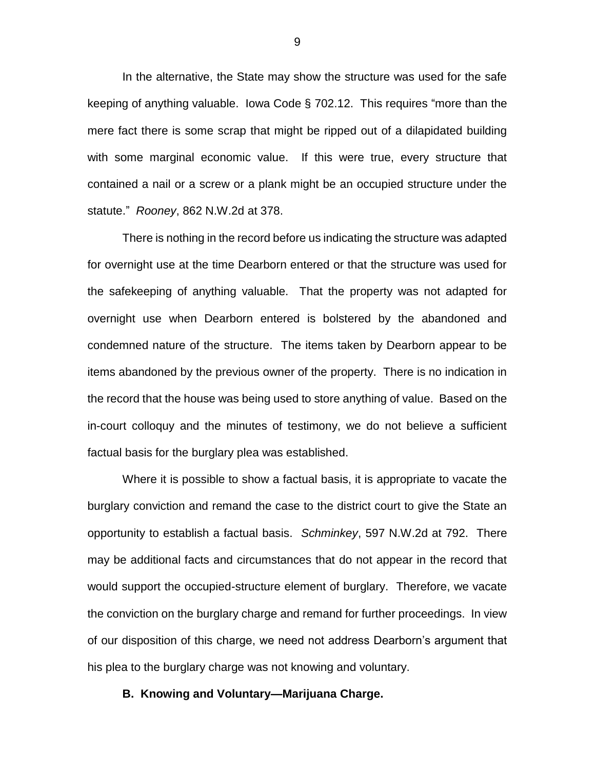In the alternative, the State may show the structure was used for the safe keeping of anything valuable. Iowa Code § 702.12. This requires "more than the mere fact there is some scrap that might be ripped out of a dilapidated building with some marginal economic value. If this were true, every structure that contained a nail or a screw or a plank might be an occupied structure under the statute." *Rooney*, 862 N.W.2d at 378.

There is nothing in the record before us indicating the structure was adapted for overnight use at the time Dearborn entered or that the structure was used for the safekeeping of anything valuable. That the property was not adapted for overnight use when Dearborn entered is bolstered by the abandoned and condemned nature of the structure. The items taken by Dearborn appear to be items abandoned by the previous owner of the property. There is no indication in the record that the house was being used to store anything of value. Based on the in-court colloquy and the minutes of testimony, we do not believe a sufficient factual basis for the burglary plea was established.

Where it is possible to show a factual basis, it is appropriate to vacate the burglary conviction and remand the case to the district court to give the State an opportunity to establish a factual basis. *Schminkey*, 597 N.W.2d at 792. There may be additional facts and circumstances that do not appear in the record that would support the occupied-structure element of burglary. Therefore, we vacate the conviction on the burglary charge and remand for further proceedings. In view of our disposition of this charge, we need not address Dearborn's argument that his plea to the burglary charge was not knowing and voluntary.

**B. Knowing and Voluntary—Marijuana Charge.**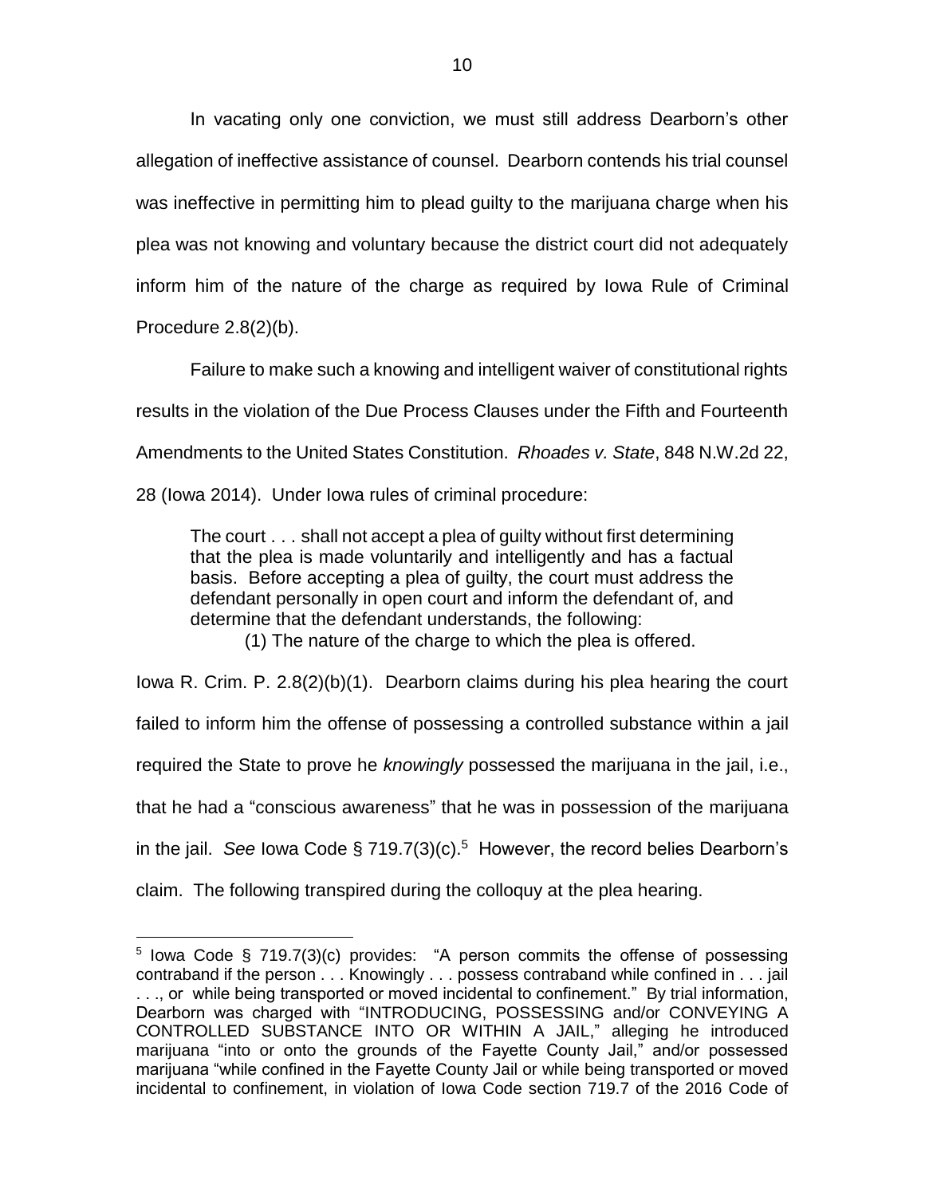In vacating only one conviction, we must still address Dearborn's other allegation of ineffective assistance of counsel. Dearborn contends his trial counsel was ineffective in permitting him to plead guilty to the marijuana charge when his plea was not knowing and voluntary because the district court did not adequately inform him of the nature of the charge as required by Iowa Rule of Criminal Procedure 2.8(2)(b).

Failure to make such a knowing and intelligent waiver of constitutional rights results in the violation of the Due Process Clauses under the Fifth and Fourteenth Amendments to the United States Constitution. *Rhoades v. State*, 848 N.W.2d 22, 28 (Iowa 2014). Under Iowa rules of criminal procedure:

> The court . . . shall not accept a plea of guilty without first determining that the plea is made voluntarily and intelligently and has a factual basis. Before accepting a plea of guilty, the court must address the defendant personally in open court and inform the defendant of, and determine that the defendant understands, the following:
>
> (1) The nature of the charge to which the plea is offered.

Iowa R. Crim. P. 2.8(2)(b)(1). Dearborn claims during his plea hearing the court failed to inform him the offense of possessing a controlled substance within a jail required the State to prove he *knowingly* possessed the marijuana in the jail, i.e., that he had a "conscious awareness" that he was in possession of the marijuana in the jail. *See* Iowa Code § 719.7(3)(c).[5] However, the record belies Dearborn's claim. The following transpired during the colloquy at the plea hearing.

---

[5] Iowa Code § 719.7(3)(c) provides: "A person commits the offense of possessing contraband if the person . . . Knowingly . . . possess contraband while confined in . . . jail . . ., or while being transported or moved incidental to confinement." By trial information, Dearborn was charged with "INTRODUCING, POSSESSING and/or CONVEYING A CONTROLLED SUBSTANCE INTO OR WITHIN A JAIL," alleging he introduced marijuana "into or onto the grounds of the Fayette County Jail," and/or possessed marijuana "while confined in the Fayette County Jail or while being transported or moved incidental to confinement, in violation of Iowa Code section 719.7 of the 2016 Code of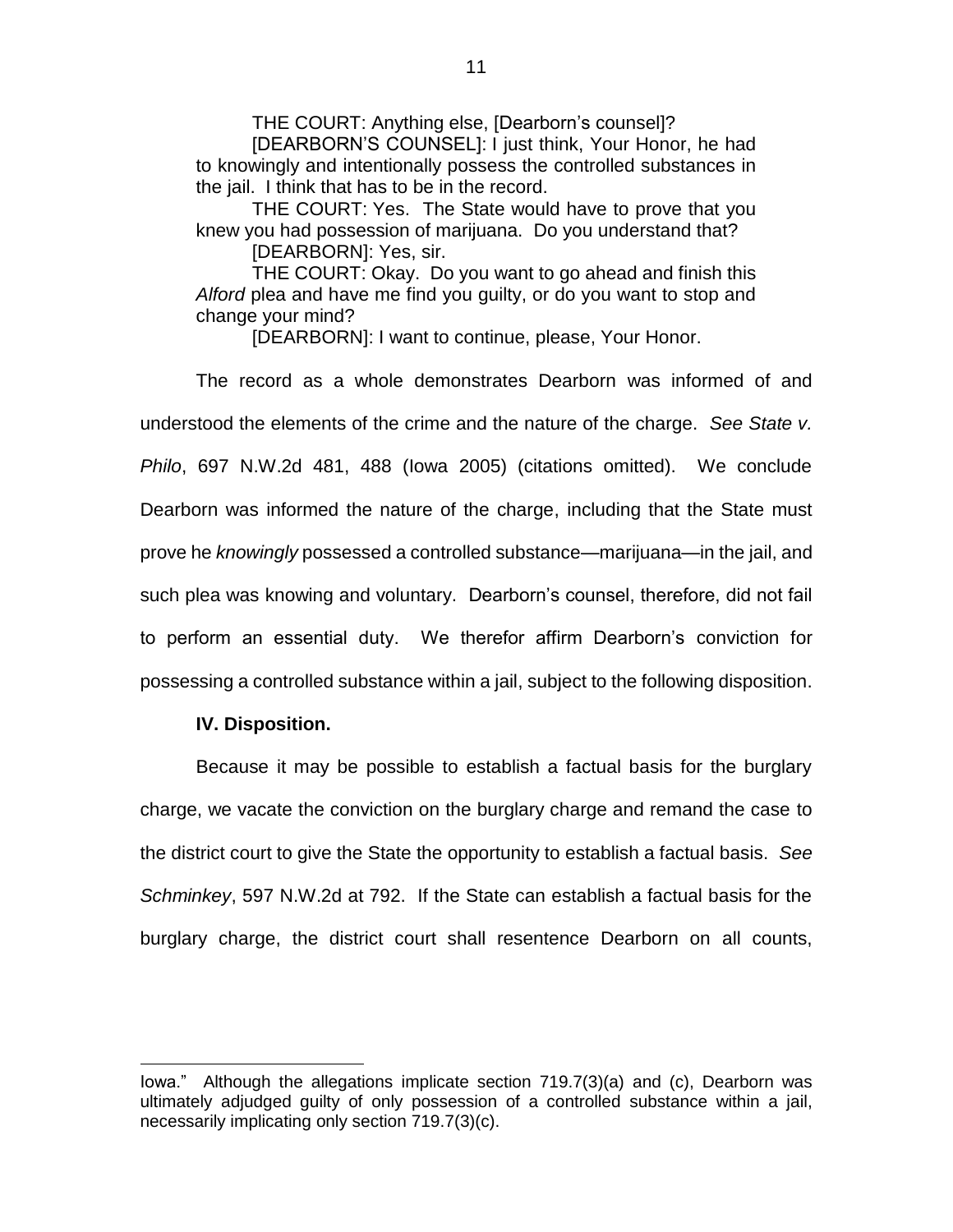> THE COURT: Anything else, [Dearborn's counsel]?
>
> [DEARBORN'S COUNSEL]: I just think, Your Honor, he had to knowingly and intentionally possess the controlled substances in the jail. I think that has to be in the record.
>
> THE COURT: Yes. The State would have to prove that you knew you had possession of marijuana. Do you understand that?
>
> [DEARBORN]: Yes, sir.
>
> THE COURT: Okay. Do you want to go ahead and finish this *Alford* plea and have me find you guilty, or do you want to stop and change your mind?
>
> [DEARBORN]: I want to continue, please, Your Honor.

The record as a whole demonstrates Dearborn was informed of and understood the elements of the crime and the nature of the charge. *See State v. Philo*, 697 N.W.2d 481, 488 (Iowa 2005) (citations omitted). We conclude Dearborn was informed the nature of the charge, including that the State must prove he *knowingly* possessed a controlled substance—marijuana—in the jail, and such plea was knowing and voluntary. Dearborn's counsel, therefore, did not fail to perform an essential duty. We therefor affirm Dearborn's conviction for possessing a controlled substance within a jail, subject to the following disposition.

**IV. Disposition.**

Because it may be possible to establish a factual basis for the burglary charge, we vacate the conviction on the burglary charge and remand the case to the district court to give the State the opportunity to establish a factual basis. *See Schminkey*, 597 N.W.2d at 792. If the State can establish a factual basis for the burglary charge, the district court shall resentence Dearborn on all counts,

---

Iowa." Although the allegations implicate section 719.7(3)(a) and (c), Dearborn was ultimately adjudged guilty of only possession of a controlled substance within a jail, necessarily implicating only section 719.7(3)(c).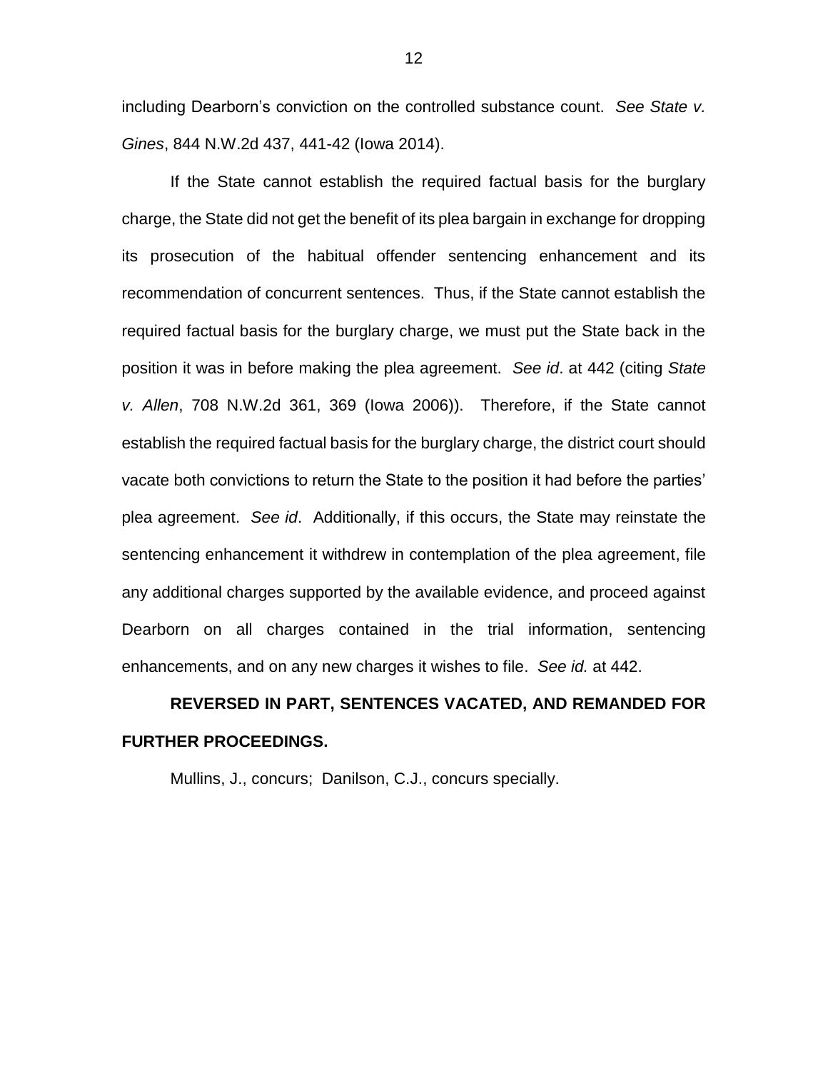including Dearborn's conviction on the controlled substance count. *See State v. Gines*, 844 N.W.2d 437, 441-42 (Iowa 2014).

If the State cannot establish the required factual basis for the burglary charge, the State did not get the benefit of its plea bargain in exchange for dropping its prosecution of the habitual offender sentencing enhancement and its recommendation of concurrent sentences. Thus, if the State cannot establish the required factual basis for the burglary charge, we must put the State back in the position it was in before making the plea agreement. *See id*. at 442 (citing *State v. Allen*, 708 N.W.2d 361, 369 (Iowa 2006)). Therefore, if the State cannot establish the required factual basis for the burglary charge, the district court should vacate both convictions to return the State to the position it had before the parties' plea agreement. *See id*. Additionally, if this occurs, the State may reinstate the sentencing enhancement it withdrew in contemplation of the plea agreement, file any additional charges supported by the available evidence, and proceed against Dearborn on all charges contained in the trial information, sentencing enhancements, and on any new charges it wishes to file. *See id.* at 442.

**REVERSED IN PART, SENTENCES VACATED, AND REMANDED FOR FURTHER PROCEEDINGS.**

Mullins, J., concurs; Danilson, C.J., concurs specially.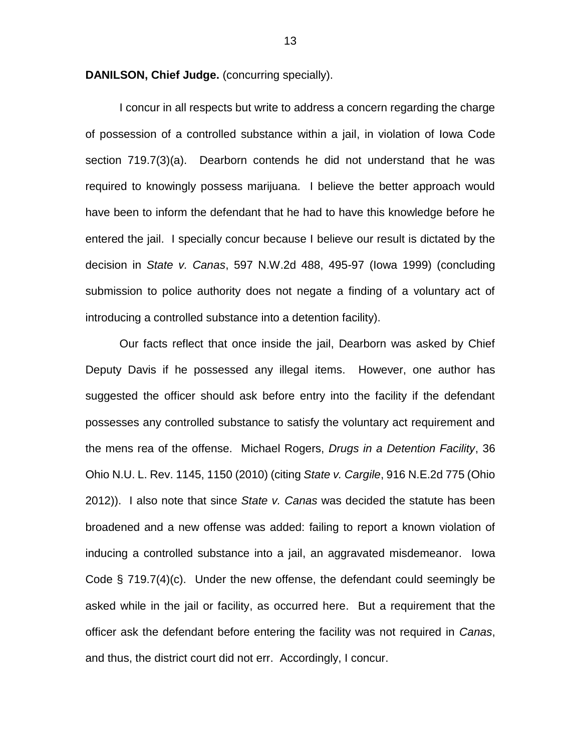**DANILSON, Chief Judge.** (concurring specially).

I concur in all respects but write to address a concern regarding the charge of possession of a controlled substance within a jail, in violation of Iowa Code section 719.7(3)(a). Dearborn contends he did not understand that he was required to knowingly possess marijuana. I believe the better approach would have been to inform the defendant that he had to have this knowledge before he entered the jail. I specially concur because I believe our result is dictated by the decision in *State v. Canas*, 597 N.W.2d 488, 495-97 (Iowa 1999) (concluding submission to police authority does not negate a finding of a voluntary act of introducing a controlled substance into a detention facility).

Our facts reflect that once inside the jail, Dearborn was asked by Chief Deputy Davis if he possessed any illegal items. However, one author has suggested the officer should ask before entry into the facility if the defendant possesses any controlled substance to satisfy the voluntary act requirement and the mens rea of the offense. Michael Rogers, *Drugs in a Detention Facility*, 36 Ohio N.U. L. Rev. 1145, 1150 (2010) (citing *State v. Cargile*, 916 N.E.2d 775 (Ohio 2012)). I also note that since *State v. Canas* was decided the statute has been broadened and a new offense was added: failing to report a known violation of inducing a controlled substance into a jail, an aggravated misdemeanor. Iowa Code § 719.7(4)(c). Under the new offense, the defendant could seemingly be asked while in the jail or facility, as occurred here. But a requirement that the officer ask the defendant before entering the facility was not required in *Canas*, and thus, the district court did not err. Accordingly, I concur.